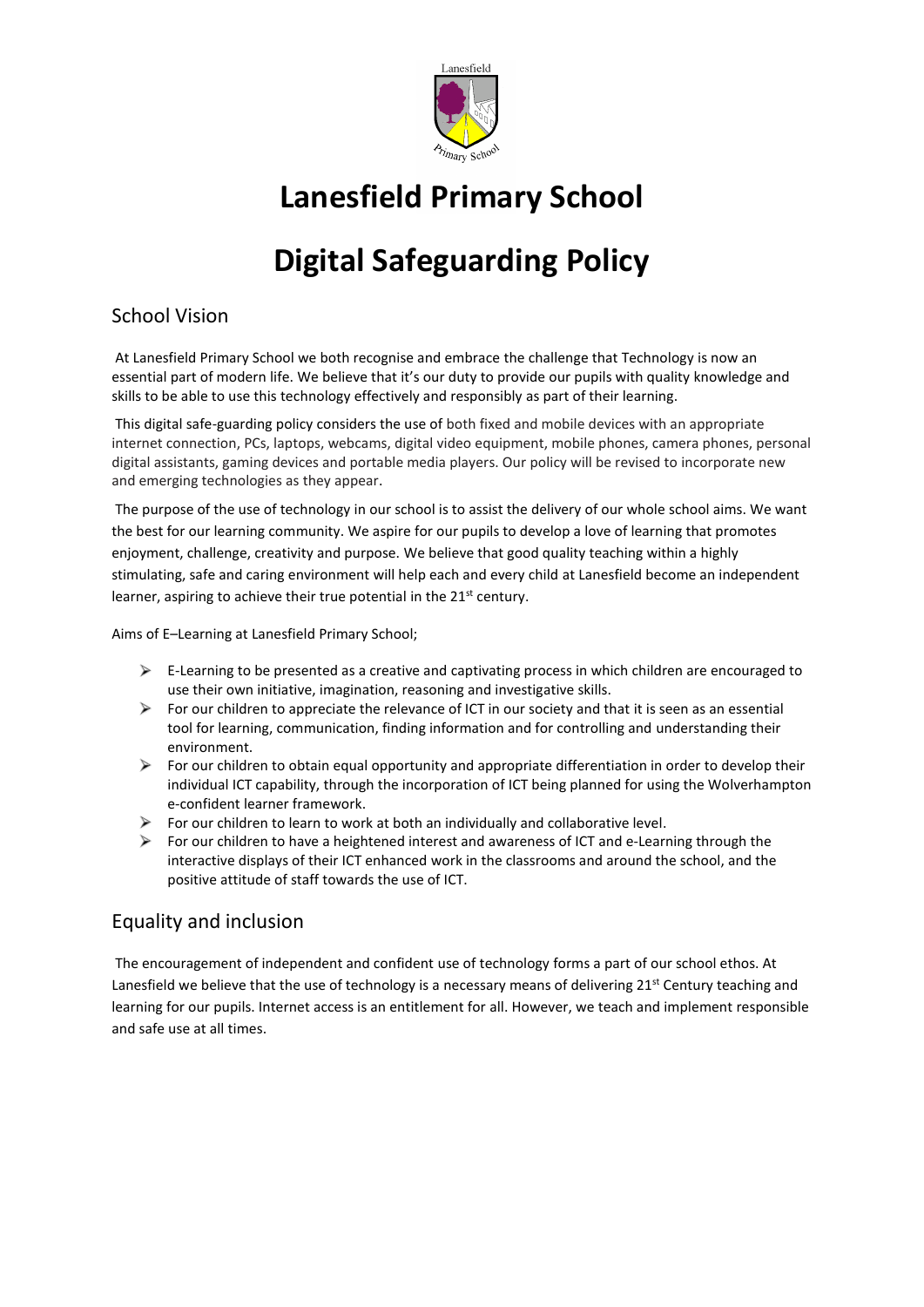# Lanesfield Primary School

# Digital Safeguarding Policy

## School Vision

At Lanesfield Primary School we both recognise and embrace the challenge that Technology is now an essential part of modern life. We believe that it's our duty to provide our pupils with quality knowledge and skills to be able to use this technology effectively and responsibly as part of their learning.

This digital safe-guarding policy considers the use of both fixed and mobile devices with an appropriate internet connection, PCs, laptops, webcams, digital video equipment, mobile phones, camera phones, personal digital assistants, gaming devices and portable media players. Our policy will be revised to incorporate new and emerging technologies as they appear.

The purpose of the use of technology in our school is to assist the delivery of our whole school aims. We want the best for our learning community. We aspire for our pupils to develop a love of learning that promotes enjoyment, challenge, creativity and purpose. We believe that good quality teaching within a highly stimulating, safe and caring environment will help each and every child at Lanesfield become an independent learner, aspiring to achieve their true potential in the 21st century.

Aims of E–Learning at Lanesfield Primary School;

- E-Learning to be presented as a creative and captivating process in which children are encouraged to use their own initiative, imagination, reasoning and investigative skills.
- For our children to appreciate the relevance of ICT in our society and that it is seen as an essential tool for learning, communication, finding information and for controlling and understanding their environment.
- For our children to obtain equal opportunity and appropriate differentiation in order to develop their individual ICT capability, through the incorporation of ICT being planned for using the Wolverhampton e-confident learner framework.
- For our children to learn to work at both an individually and collaborative level.
- For our children to have a heightened interest and awareness of ICT and e-Learning through the interactive displays of their ICT enhanced work in the classrooms and around the school, and the positive attitude of staff towards the use of ICT.

## Equality and inclusion

The encouragement of independent and confident use of technology forms a part of our school ethos. At Lanesfield we believe that the use of technology is a necessary means of delivering 21st Century teaching and learning for our pupils. Internet access is an entitlement for all. However, we teach and implement responsible and safe use at all times.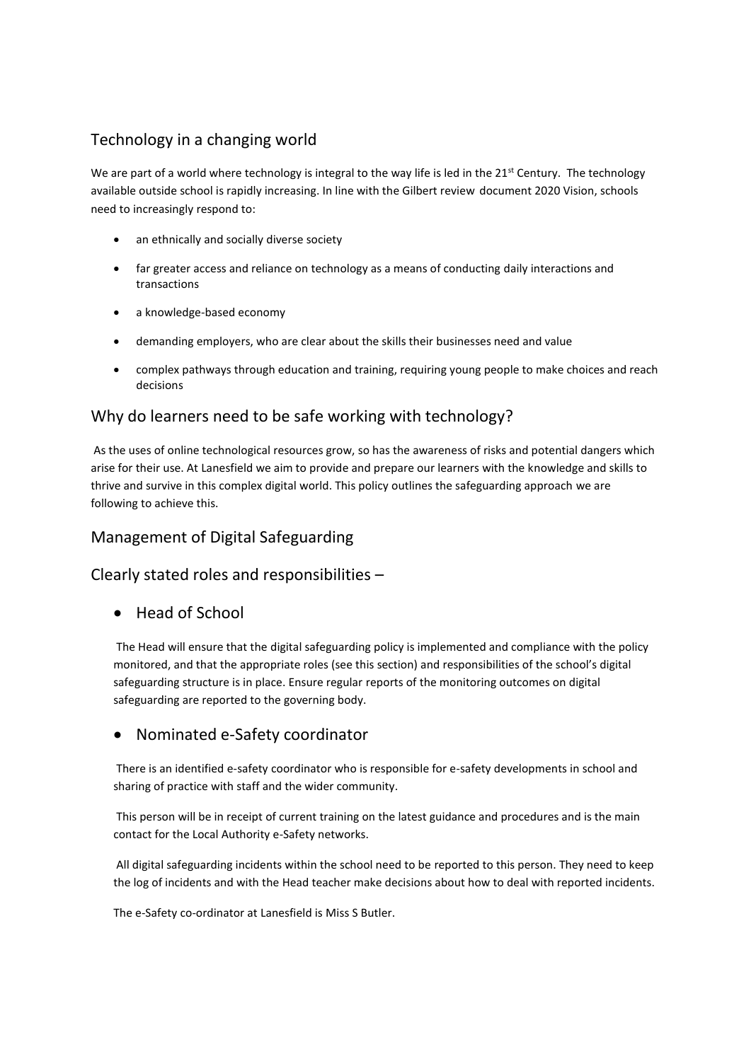## Technology in a changing world

We are part of a world where technology is integral to the way life is led in the 21st Century. The technology available outside school is rapidly increasing. In line with the Gilbert review document 2020 Vision, schools need to increasingly respond to:

- an ethnically and socially diverse society
- far greater access and reliance on technology as a means of conducting daily interactions and transactions
- a knowledge-based economy
- demanding employers, who are clear about the skills their businesses need and value
- complex pathways through education and training, requiring young people to make choices and reach decisions

## Why do learners need to be safe working with technology?

As the uses of online technological resources grow, so has the awareness of risks and potential dangers which arise for their use. At Lanesfield we aim to provide and prepare our learners with the knowledge and skills to thrive and survive in this complex digital world. This policy outlines the safeguarding approach we are following to achieve this.

## Management of Digital Safeguarding

## Clearly stated roles and responsibilities –

- ### Head of School

The Head will ensure that the digital safeguarding policy is implemented and compliance with the policy monitored, and that the appropriate roles (see this section) and responsibilities of the school's digital safeguarding structure is in place. Ensure regular reports of the monitoring outcomes on digital safeguarding are reported to the governing body.

- ### Nominated e-Safety coordinator

There is an identified e-safety coordinator who is responsible for e-safety developments in school and sharing of practice with staff and the wider community.

This person will be in receipt of current training on the latest guidance and procedures and is the main contact for the Local Authority e-Safety networks.

All digital safeguarding incidents within the school need to be reported to this person. They need to keep the log of incidents and with the Head teacher make decisions about how to deal with reported incidents.

The e-Safety co-ordinator at Lanesfield is Miss S Butler.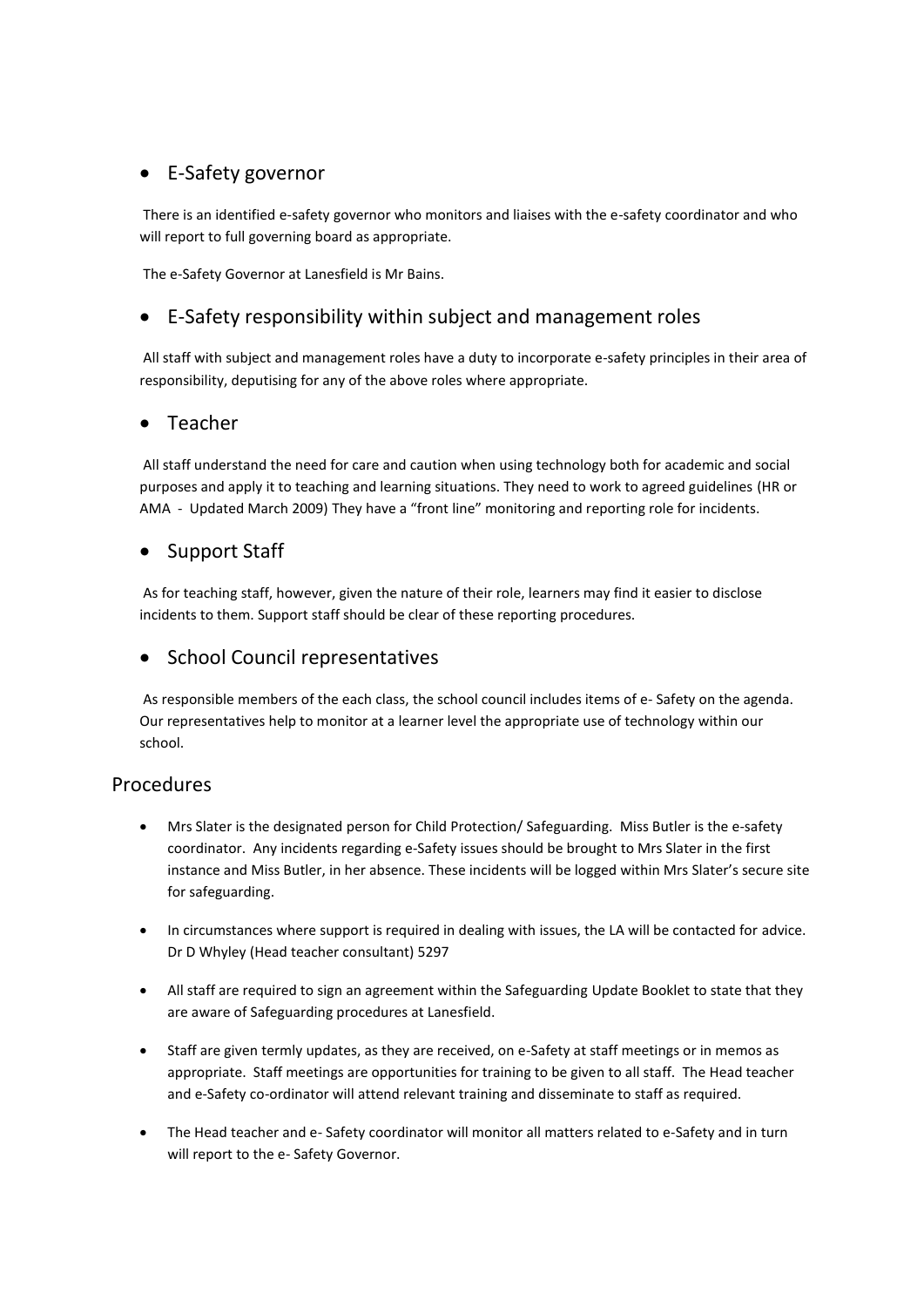- E-Safety governor

There is an identified e-safety governor who monitors and liaises with the e-safety coordinator and who will report to full governing board as appropriate.

The e-Safety Governor at Lanesfield is Mr Bains.

- E-Safety responsibility within subject and management roles

All staff with subject and management roles have a duty to incorporate e-safety principles in their area of responsibility, deputising for any of the above roles where appropriate.

- Teacher

All staff understand the need for care and caution when using technology both for academic and social purposes and apply it to teaching and learning situations. They need to work to agreed guidelines (HR or AMA - Updated March 2009) They have a "front line" monitoring and reporting role for incidents.

- Support Staff

As for teaching staff, however, given the nature of their role, learners may find it easier to disclose incidents to them. Support staff should be clear of these reporting procedures.

- School Council representatives

As responsible members of the each class, the school council includes items of e- Safety on the agenda. Our representatives help to monitor at a learner level the appropriate use of technology within our school.

## Procedures

- Mrs Slater is the designated person for Child Protection/ Safeguarding. Miss Butler is the e-safety coordinator. Any incidents regarding e-Safety issues should be brought to Mrs Slater in the first instance and Miss Butler, in her absence. These incidents will be logged within Mrs Slater's secure site for safeguarding.
- In circumstances where support is required in dealing with issues, the LA will be contacted for advice. Dr D Whyley (Head teacher consultant) 5297
- All staff are required to sign an agreement within the Safeguarding Update Booklet to state that they are aware of Safeguarding procedures at Lanesfield.
- Staff are given termly updates, as they are received, on e-Safety at staff meetings or in memos as appropriate. Staff meetings are opportunities for training to be given to all staff. The Head teacher and e-Safety co-ordinator will attend relevant training and disseminate to staff as required.
- The Head teacher and e- Safety coordinator will monitor all matters related to e-Safety and in turn will report to the e- Safety Governor.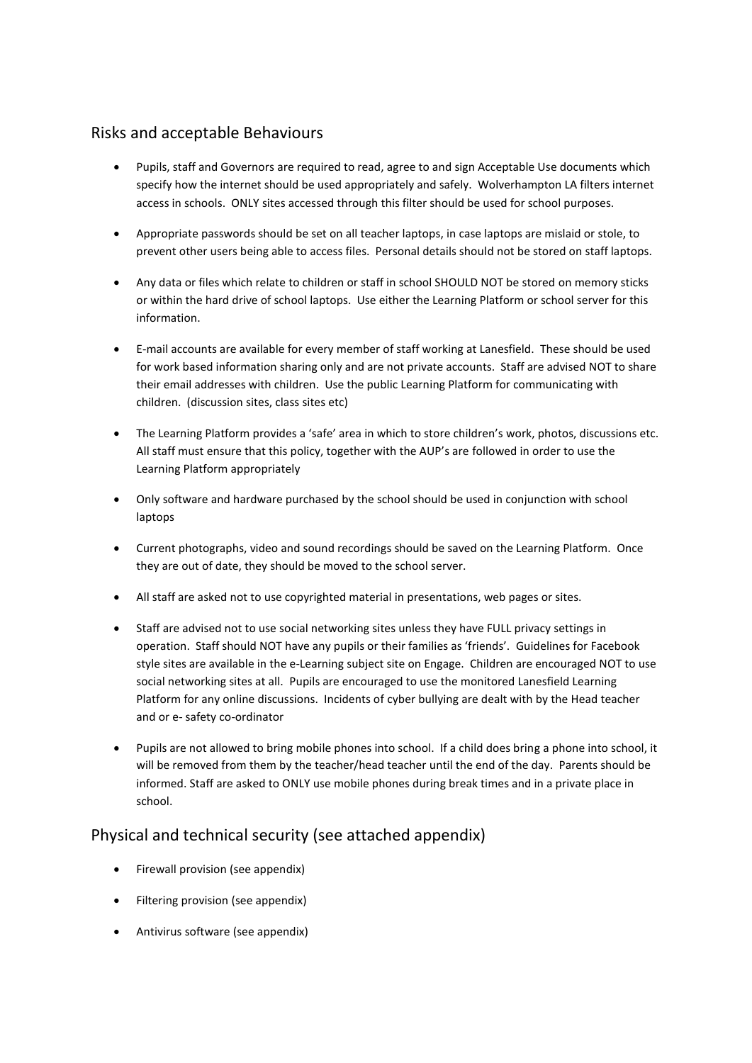## Risks and acceptable Behaviours

- Pupils, staff and Governors are required to read, agree to and sign Acceptable Use documents which specify how the internet should be used appropriately and safely. Wolverhampton LA filters internet access in schools. ONLY sites accessed through this filter should be used for school purposes.

- Appropriate passwords should be set on all teacher laptops, in case laptops are mislaid or stole, to prevent other users being able to access files. Personal details should not be stored on staff laptops.

- Any data or files which relate to children or staff in school SHOULD NOT be stored on memory sticks or within the hard drive of school laptops. Use either the Learning Platform or school server for this information.

- E-mail accounts are available for every member of staff working at Lanesfield. These should be used for work based information sharing only and are not private accounts. Staff are advised NOT to share their email addresses with children. Use the public Learning Platform for communicating with children. (discussion sites, class sites etc)

- The Learning Platform provides a 'safe' area in which to store children's work, photos, discussions etc. All staff must ensure that this policy, together with the AUP's are followed in order to use the Learning Platform appropriately

- Only software and hardware purchased by the school should be used in conjunction with school laptops

- Current photographs, video and sound recordings should be saved on the Learning Platform. Once they are out of date, they should be moved to the school server.

- All staff are asked not to use copyrighted material in presentations, web pages or sites.

- Staff are advised not to use social networking sites unless they have FULL privacy settings in operation. Staff should NOT have any pupils or their families as 'friends'. Guidelines for Facebook style sites are available in the e-Learning subject site on Engage. Children are encouraged NOT to use social networking sites at all. Pupils are encouraged to use the monitored Lanesfield Learning Platform for any online discussions. Incidents of cyber bullying are dealt with by the Head teacher and or e- safety co-ordinator

- Pupils are not allowed to bring mobile phones into school. If a child does bring a phone into school, it will be removed from them by the teacher/head teacher until the end of the day. Parents should be informed. Staff are asked to ONLY use mobile phones during break times and in a private place in school.

## Physical and technical security (see attached appendix)

- Firewall provision (see appendix)

- Filtering provision (see appendix)

- Antivirus software (see appendix)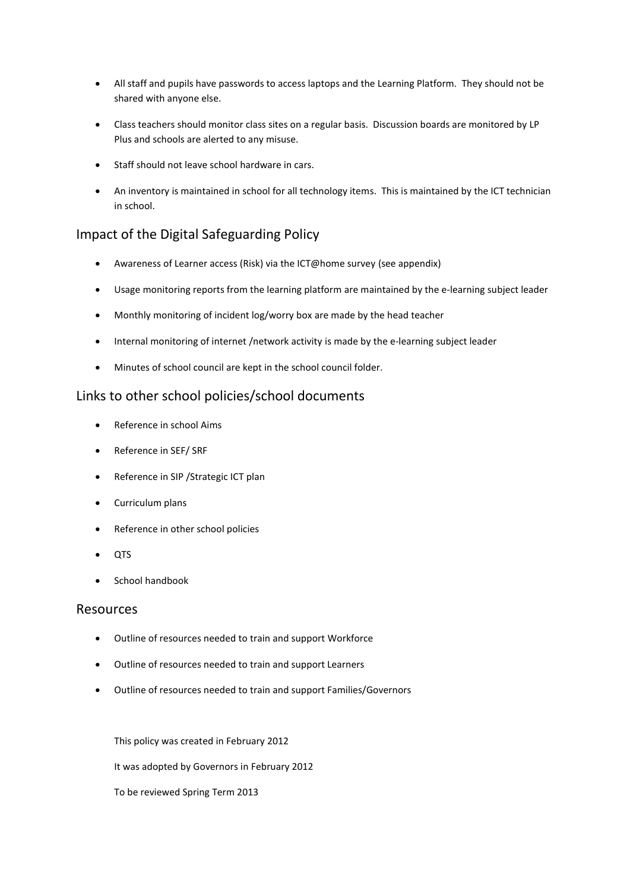- All staff and pupils have passwords to access laptops and the Learning Platform. They should not be shared with anyone else.
- Class teachers should monitor class sites on a regular basis. Discussion boards are monitored by LP Plus and schools are alerted to any misuse.
- Staff should not leave school hardware in cars.
- An inventory is maintained in school for all technology items. This is maintained by the ICT technician in school.

## Impact of the Digital Safeguarding Policy

- Awareness of Learner access (Risk) via the ICT@home survey (see appendix)
- Usage monitoring reports from the learning platform are maintained by the e-learning subject leader
- Monthly monitoring of incident log/worry box are made by the head teacher
- Internal monitoring of internet /network activity is made by the e-learning subject leader
- Minutes of school council are kept in the school council folder.

## Links to other school policies/school documents

- Reference in school Aims
- Reference in SEF/ SRF
- Reference in SIP /Strategic ICT plan
- Curriculum plans
- Reference in other school policies
- QTS
- School handbook

## Resources

- Outline of resources needed to train and support Workforce
- Outline of resources needed to train and support Learners
- Outline of resources needed to train and support Families/Governors

This policy was created in February 2012

It was adopted by Governors in February 2012

To be reviewed Spring Term 2013